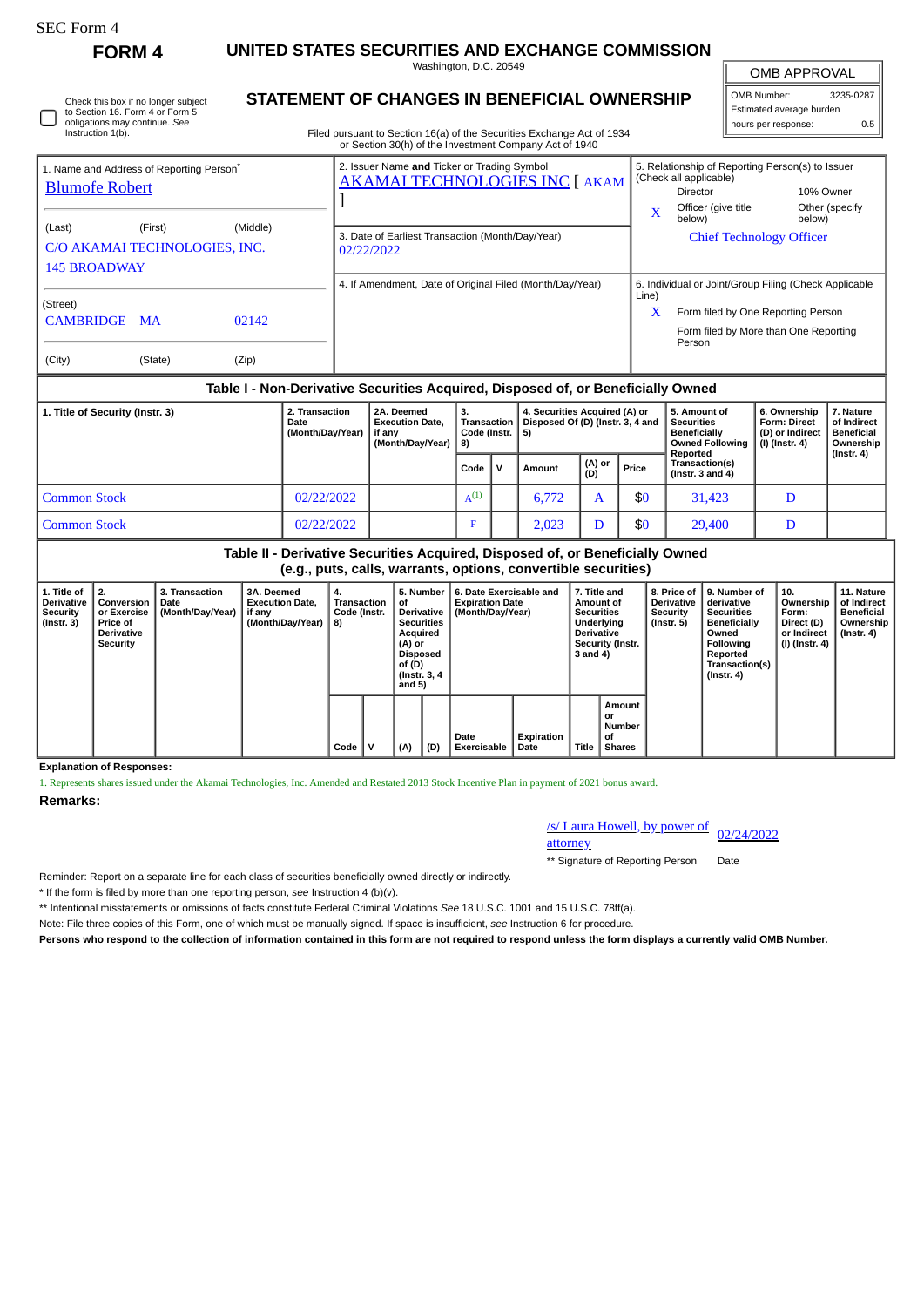SEC Form 4

**FORM 4**

# UNITED STATES SECURITIES AND EXCHANGE COMMISSION

Washington, D.C. 20549

## STATEMENT OF CHANGES IN BENEFICIAL OWNERSHIP

Filed pursuant to Section 16(a) of the Securities Exchange Act of 1934 or Section 30(h) of the Investment Company Act of 1940

| OMB APPROVAL | |
|---|---|
| OMB Number: | 3235-0287 |
| Estimated average burden | |
| hours per response: | 0.5 |

☐ Check this box if no longer subject to Section 16. Form 4 or Form 5 obligations may continue. *See* Instruction 1(b).

**1. Name and Address of Reporting Person***

Blumofe Robert

(Last) (First) (Middle)

C/O AKAMAI TECHNOLOGIES, INC.
145 BROADWAY

(Street)

CAMBRIDGE MA 02142

(City) (State) (Zip)

**2. Issuer Name and Ticker or Trading Symbol**

AKAMAI TECHNOLOGIES INC [ AKAM ]

**3. Date of Earliest Transaction (Month/Day/Year)**

02/22/2022

**4. If Amendment, Date of Original Filed (Month/Day/Year)**

**5. Relationship of Reporting Person(s) to Issuer (Check all applicable)**

- Director
- 10% Owner
- X Officer (give title below)
- Other (specify below)

Chief Technology Officer

**6. Individual or Joint/Group Filing (Check Applicable Line)**

- X Form filed by One Reporting Person
- Form filed by More than One Reporting Person

### Table I - Non-Derivative Securities Acquired, Disposed of, or Beneficially Owned

| 1. Title of Security (Instr. 3) | 2. Transaction Date (Month/Day/Year) | 2A. Deemed Execution Date, if any (Month/Day/Year) | 3. Transaction Code (Instr. 8) | | 4. Securities Acquired (A) or Disposed Of (D) (Instr. 3, 4 and 5) | | | 5. Amount of Securities Beneficially Owned Following Reported Transaction(s) (Instr. 3 and 4) | 6. Ownership Form: Direct (D) or Indirect (I) (Instr. 4) | 7. Nature of Indirect Beneficial Ownership (Instr. 4) |
|---|---|---|---|---|---|---|---|---|---|---|
| | | | Code | V | Amount | (A) or (D) | Price | | | |
| Common Stock | 02/22/2022 | | A[1] | | 6,772 | A | $0 | 31,423 | D | |
| Common Stock | 02/22/2022 | | F | | 2,023 | D | $0 | 29,400 | D | |

### Table II - Derivative Securities Acquired, Disposed of, or Beneficially Owned (e.g., puts, calls, warrants, options, convertible securities)

| 1. Title of Derivative Security (Instr. 3) | 2. Conversion or Exercise Price of Derivative Security | 3. Transaction Date (Month/Day/Year) | 3A. Deemed Execution Date, if any (Month/Day/Year) | 4. Transaction Code (Instr. 8) | | 5. Number of Derivative Securities Acquired (A) or Disposed of (D) (Instr. 3, 4 and 5) | | 6. Date Exercisable and Expiration Date (Month/Day/Year) | | 7. Title and Amount of Securities Underlying Derivative Security (Instr. 3 and 4) | | 8. Price of Derivative Security (Instr. 5) | 9. Number of derivative Securities Beneficially Owned Following Reported Transaction(s) (Instr. 4) | 10. Ownership Form: Direct (D) or Indirect (I) (Instr. 4) | 11. Nature of Indirect Beneficial Ownership (Instr. 4) |
|---|---|---|---|---|---|---|---|---|---|---|---|---|---|---|---|
| | | | | Code | V | (A) | (D) | Date Exercisable | Expiration Date | Title | Amount or Number of Shares | | | | |

**Explanation of Responses:**

1. Represents shares issued under the Akamai Technologies, Inc. Amended and Restated 2013 Stock Incentive Plan in payment of 2021 bonus award.

**Remarks:**

/s/ Laura Howell, by power of attorney 02/24/2022

** Signature of Reporting Person Date

Reminder: Report on a separate line for each class of securities beneficially owned directly or indirectly.

* If the form is filed by more than one reporting person, *see* Instruction 4 (b)(v).

** Intentional misstatements or omissions of facts constitute Federal Criminal Violations *See* 18 U.S.C. 1001 and 15 U.S.C. 78ff(a).

Note: File three copies of this Form, one of which must be manually signed. If space is insufficient, *see* Instruction 6 for procedure.

**Persons who respond to the collection of information contained in this form are not required to respond unless the form displays a currently valid OMB Number.**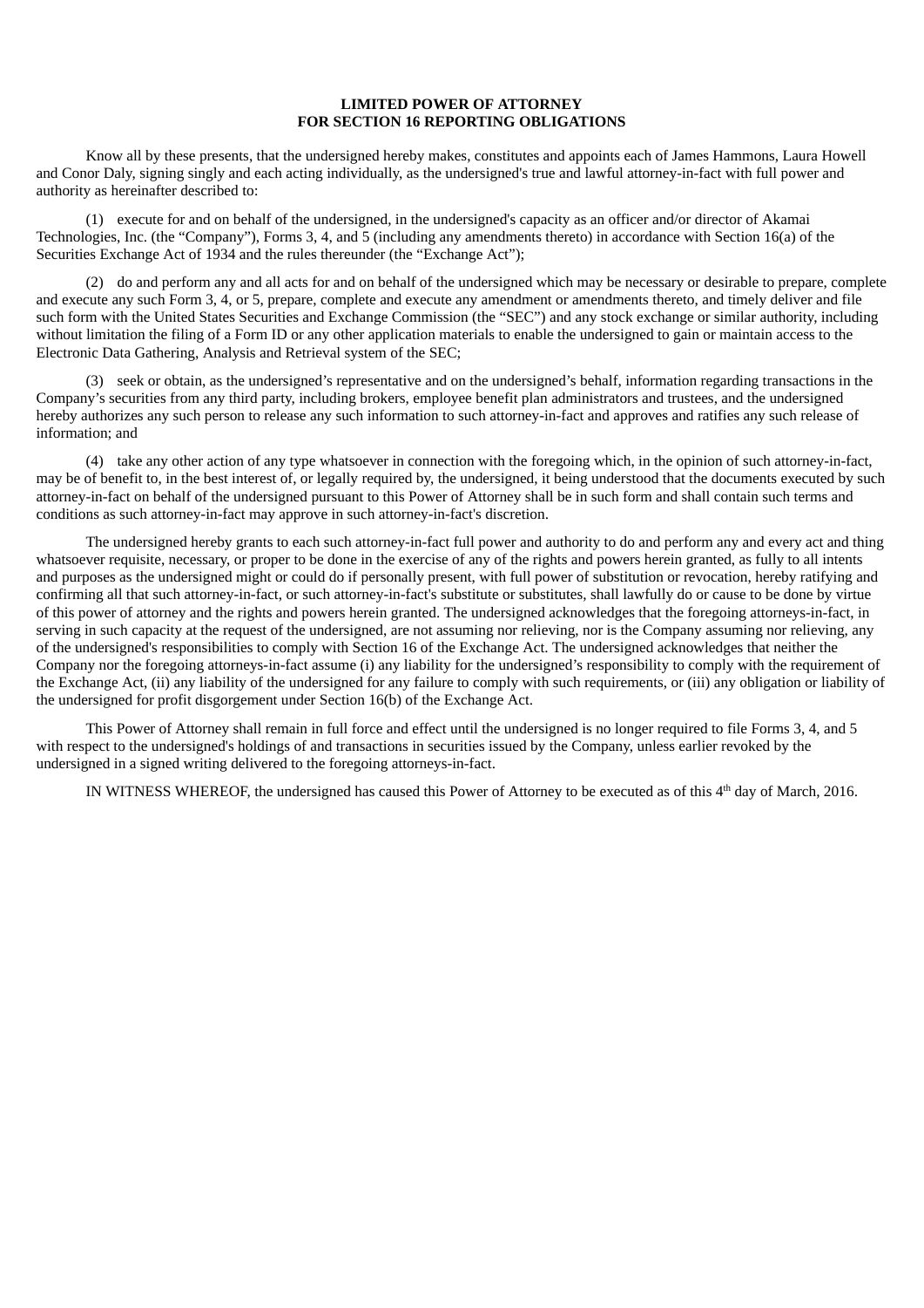**LIMITED POWER OF ATTORNEY**
**FOR SECTION 16 REPORTING OBLIGATIONS**

Know all by these presents, that the undersigned hereby makes, constitutes and appoints each of James Hammons, Laura Howell and Conor Daly, signing singly and each acting individually, as the undersigned's true and lawful attorney-in-fact with full power and authority as hereinafter described to:

(1) execute for and on behalf of the undersigned, in the undersigned's capacity as an officer and/or director of Akamai Technologies, Inc. (the "Company"), Forms 3, 4, and 5 (including any amendments thereto) in accordance with Section 16(a) of the Securities Exchange Act of 1934 and the rules thereunder (the "Exchange Act");

(2) do and perform any and all acts for and on behalf of the undersigned which may be necessary or desirable to prepare, complete and execute any such Form 3, 4, or 5, prepare, complete and execute any amendment or amendments thereto, and timely deliver and file such form with the United States Securities and Exchange Commission (the "SEC") and any stock exchange or similar authority, including without limitation the filing of a Form ID or any other application materials to enable the undersigned to gain or maintain access to the Electronic Data Gathering, Analysis and Retrieval system of the SEC;

(3) seek or obtain, as the undersigned's representative and on the undersigned's behalf, information regarding transactions in the Company's securities from any third party, including brokers, employee benefit plan administrators and trustees, and the undersigned hereby authorizes any such person to release any such information to such attorney-in-fact and approves and ratifies any such release of information; and

(4) take any other action of any type whatsoever in connection with the foregoing which, in the opinion of such attorney-in-fact, may be of benefit to, in the best interest of, or legally required by, the undersigned, it being understood that the documents executed by such attorney-in-fact on behalf of the undersigned pursuant to this Power of Attorney shall be in such form and shall contain such terms and conditions as such attorney-in-fact may approve in such attorney-in-fact's discretion.

The undersigned hereby grants to each such attorney-in-fact full power and authority to do and perform any and every act and thing whatsoever requisite, necessary, or proper to be done in the exercise of any of the rights and powers herein granted, as fully to all intents and purposes as the undersigned might or could do if personally present, with full power of substitution or revocation, hereby ratifying and confirming all that such attorney-in-fact, or such attorney-in-fact's substitute or substitutes, shall lawfully do or cause to be done by virtue of this power of attorney and the rights and powers herein granted. The undersigned acknowledges that the foregoing attorneys-in-fact, in serving in such capacity at the request of the undersigned, are not assuming nor relieving, nor is the Company assuming nor relieving, any of the undersigned's responsibilities to comply with Section 16 of the Exchange Act. The undersigned acknowledges that neither the Company nor the foregoing attorneys-in-fact assume (i) any liability for the undersigned's responsibility to comply with the requirement of the Exchange Act, (ii) any liability of the undersigned for any failure to comply with such requirements, or (iii) any obligation or liability of the undersigned for profit disgorgement under Section 16(b) of the Exchange Act.

This Power of Attorney shall remain in full force and effect until the undersigned is no longer required to file Forms 3, 4, and 5 with respect to the undersigned's holdings of and transactions in securities issued by the Company, unless earlier revoked by the undersigned in a signed writing delivered to the foregoing attorneys-in-fact.

IN WITNESS WHEREOF, the undersigned has caused this Power of Attorney to be executed as of this 4th day of March, 2016.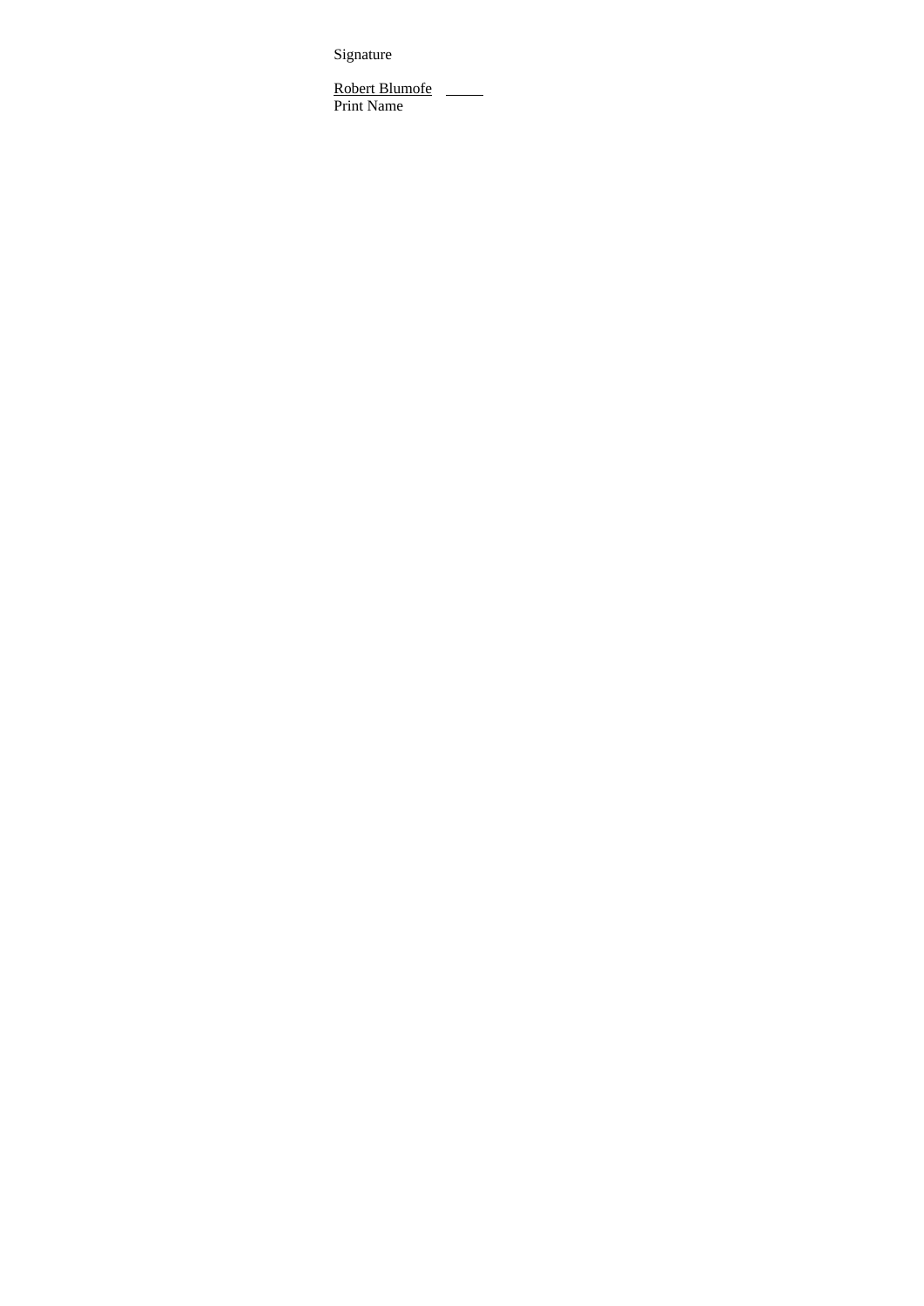Signature

Robert Blumofe \_\_\_\_\_

Print Name